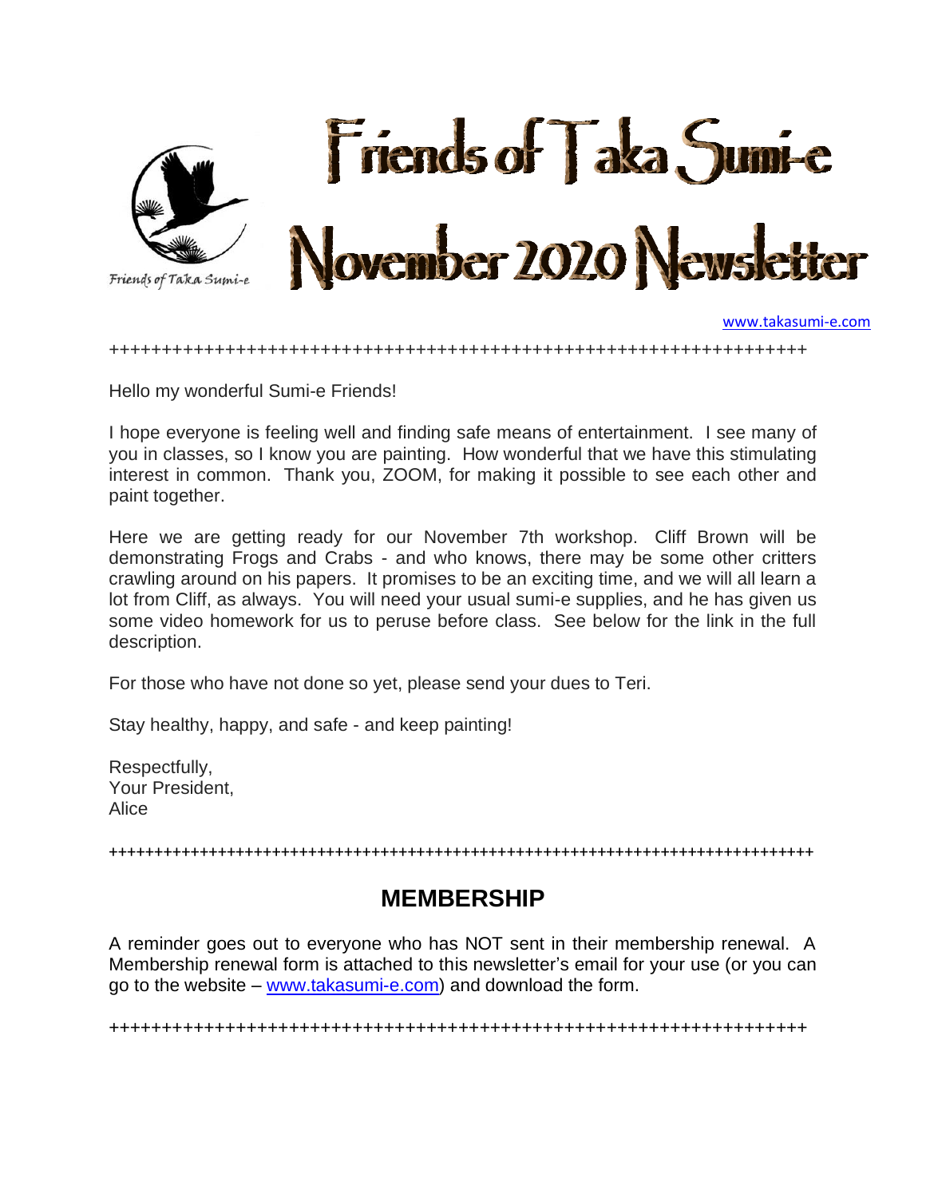Friends of Taka Sumi-e

# Friends of Taka Sumi-e November 2020 Newsletter

www.takasumi-e.com

+++++++++++++++++++++++++++++++++++++++++++++++++++++++++++++++++++++++

Hello my wonderful Sumi-e Friends!

I hope everyone is feeling well and finding safe means of entertainment. I see many of you in classes, so I know you are painting. How wonderful that we have this stimulating interest in common. Thank you, ZOOM, for making it possible to see each other and paint together.

Here we are getting ready for our November 7th workshop. Cliff Brown will be demonstrating Frogs and Crabs - and who knows, there may be some other critters crawling around on his papers. It promises to be an exciting time, and we will all learn a lot from Cliff, as always. You will need your usual sumi-e supplies, and he has given us some video homework for us to peruse before class. See below for the link in the full description.

For those who have not done so yet, please send your dues to Teri.

Stay healthy, happy, and safe - and keep painting!

Respectfully,
Your President,
Alice

+++++++++++++++++++++++++++++++++++++++++++++++++++++++++++++++++++++++

## MEMBERSHIP

A reminder goes out to everyone who has NOT sent in their membership renewal. A Membership renewal form is attached to this newsletter's email for your use (or you can go to the website – www.takasumi-e.com) and download the form.

+++++++++++++++++++++++++++++++++++++++++++++++++++++++++++++++++++++++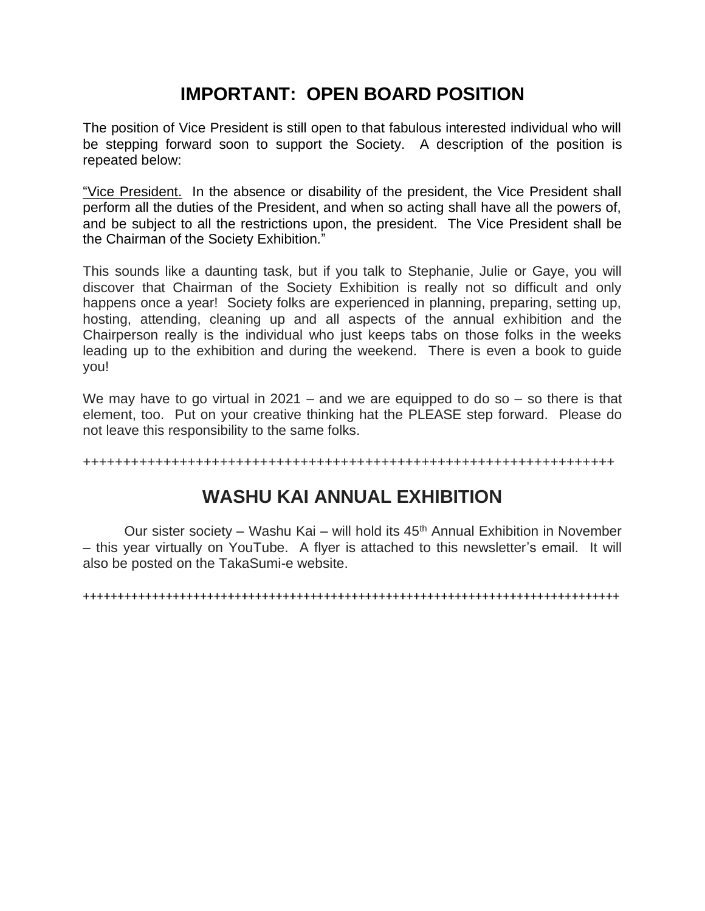# IMPORTANT: OPEN BOARD POSITION

The position of Vice President is still open to that fabulous interested individual who will be stepping forward soon to support the Society. A description of the position is repeated below:

"<u>Vice President.</u> In the absence or disability of the president, the Vice President shall perform all the duties of the President, and when so acting shall have all the powers of, and be subject to all the restrictions upon, the president. The Vice President shall be the Chairman of the Society Exhibition."

This sounds like a daunting task, but if you talk to Stephanie, Julie or Gaye, you will discover that Chairman of the Society Exhibition is really not so difficult and only happens once a year! Society folks are experienced in planning, preparing, setting up, hosting, attending, cleaning up and all aspects of the annual exhibition and the Chairperson really is the individual who just keeps tabs on those folks in the weeks leading up to the exhibition and during the weekend. There is even a book to guide you!

We may have to go virtual in 2021 – and we are equipped to do so – so there is that element, too. Put on your creative thinking hat the PLEASE step forward. Please do not leave this responsibility to the same folks.

++++++++++++++++++++++++++++++++++++++++++++++++++++++++++++++++++++

# WASHU KAI ANNUAL EXHIBITION

Our sister society – Washu Kai – will hold its 45th Annual Exhibition in November – this year virtually on YouTube. A flyer is attached to this newsletter's email. It will also be posted on the TakaSumi-e website.

++++++++++++++++++++++++++++++++++++++++++++++++++++++++++++++++++++++++++++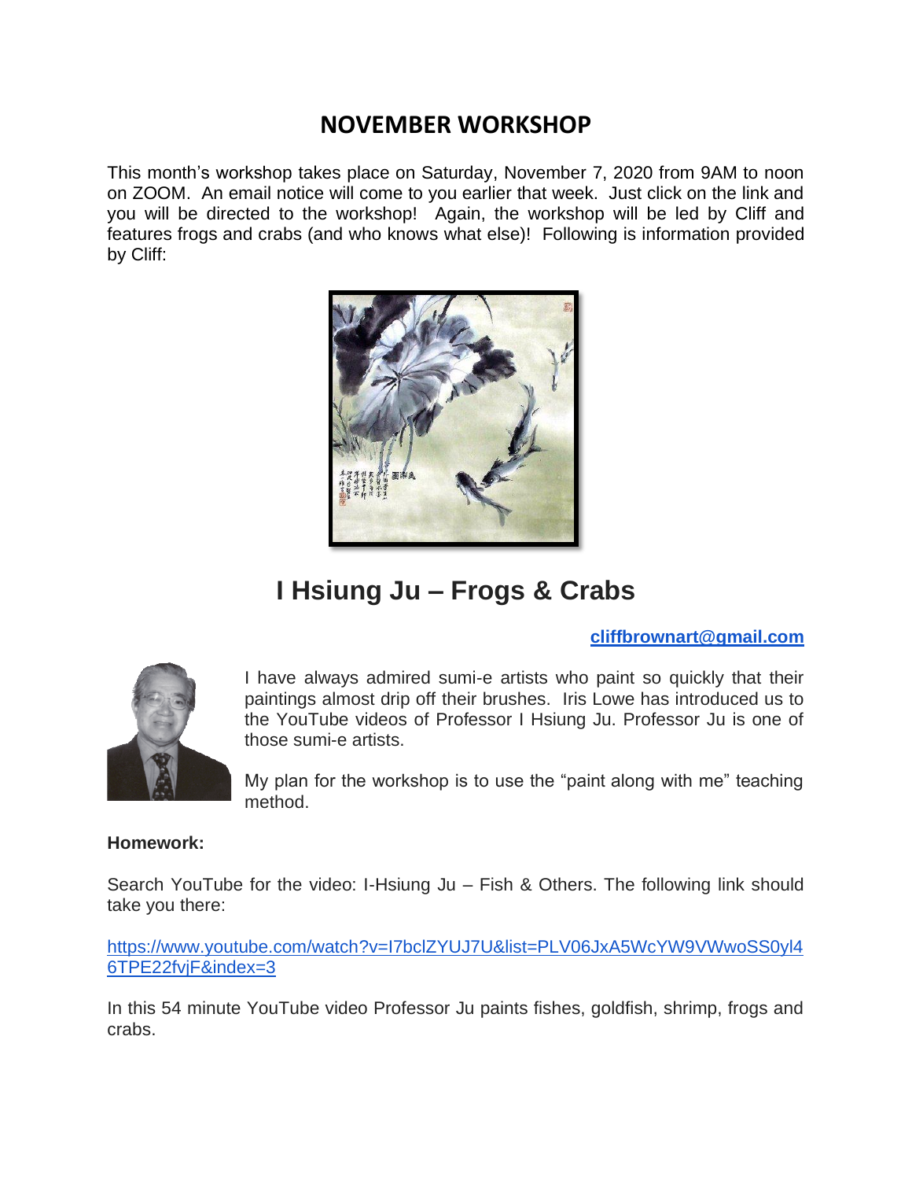# NOVEMBER WORKSHOP

This month's workshop takes place on Saturday, November 7, 2020 from 9AM to noon on ZOOM. An email notice will come to you earlier that week. Just click on the link and you will be directed to the workshop! Again, the workshop will be led by Cliff and features frogs and crabs (and who knows what else)! Following is information provided by Cliff:

## I Hsiung Ju – Frogs & Crabs

**cliffbrownart@gmail.com**

I have always admired sumi-e artists who paint so quickly that their paintings almost drip off their brushes. Iris Lowe has introduced us to the YouTube videos of Professor I Hsiung Ju. Professor Ju is one of those sumi-e artists.

My plan for the workshop is to use the "paint along with me" teaching method.

**Homework:**

Search YouTube for the video: I-Hsiung Ju – Fish & Others. The following link should take you there:

https://www.youtube.com/watch?v=I7bclZYUJ7U&list=PLV06JxA5WcYW9VWwoSS0yl46TPE22fvjF&index=3

In this 54 minute YouTube video Professor Ju paints fishes, goldfish, shrimp, frogs and crabs.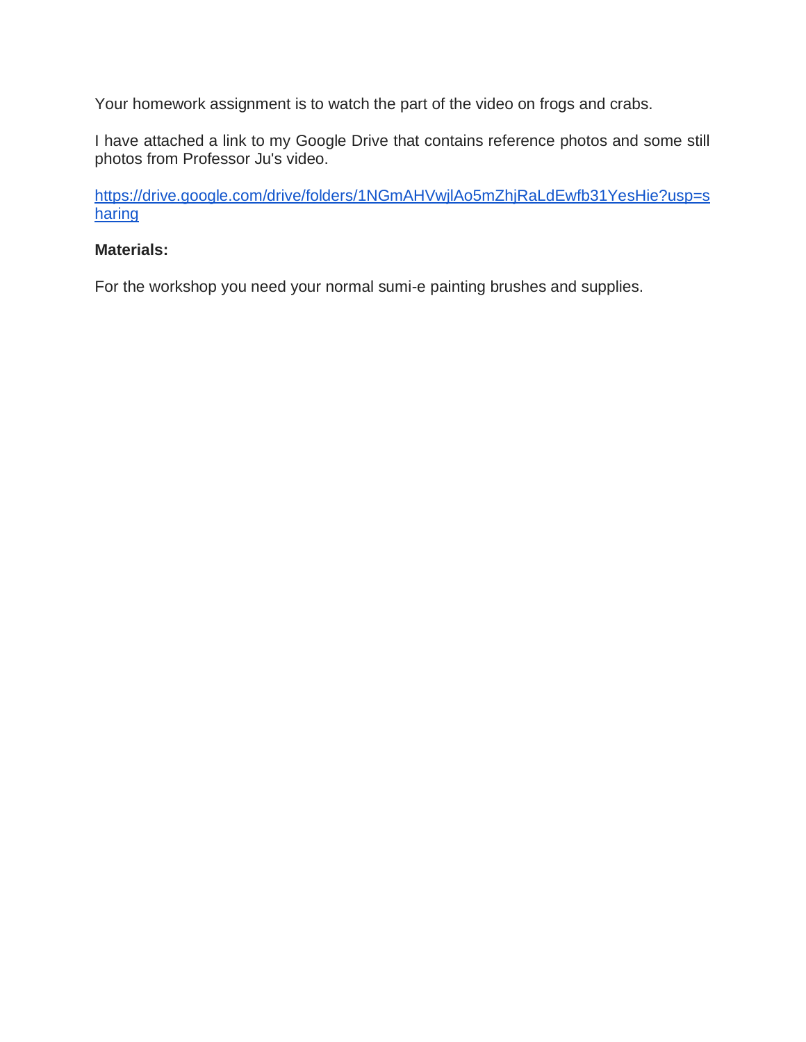Your homework assignment is to watch the part of the video on frogs and crabs.

I have attached a link to my Google Drive that contains reference photos and some still photos from Professor Ju's video.

https://drive.google.com/drive/folders/1NGmAHVwjlAo5mZhjRaLdEwfb31YesHie?usp=sharing

**Materials:**

For the workshop you need your normal sumi-e painting brushes and supplies.